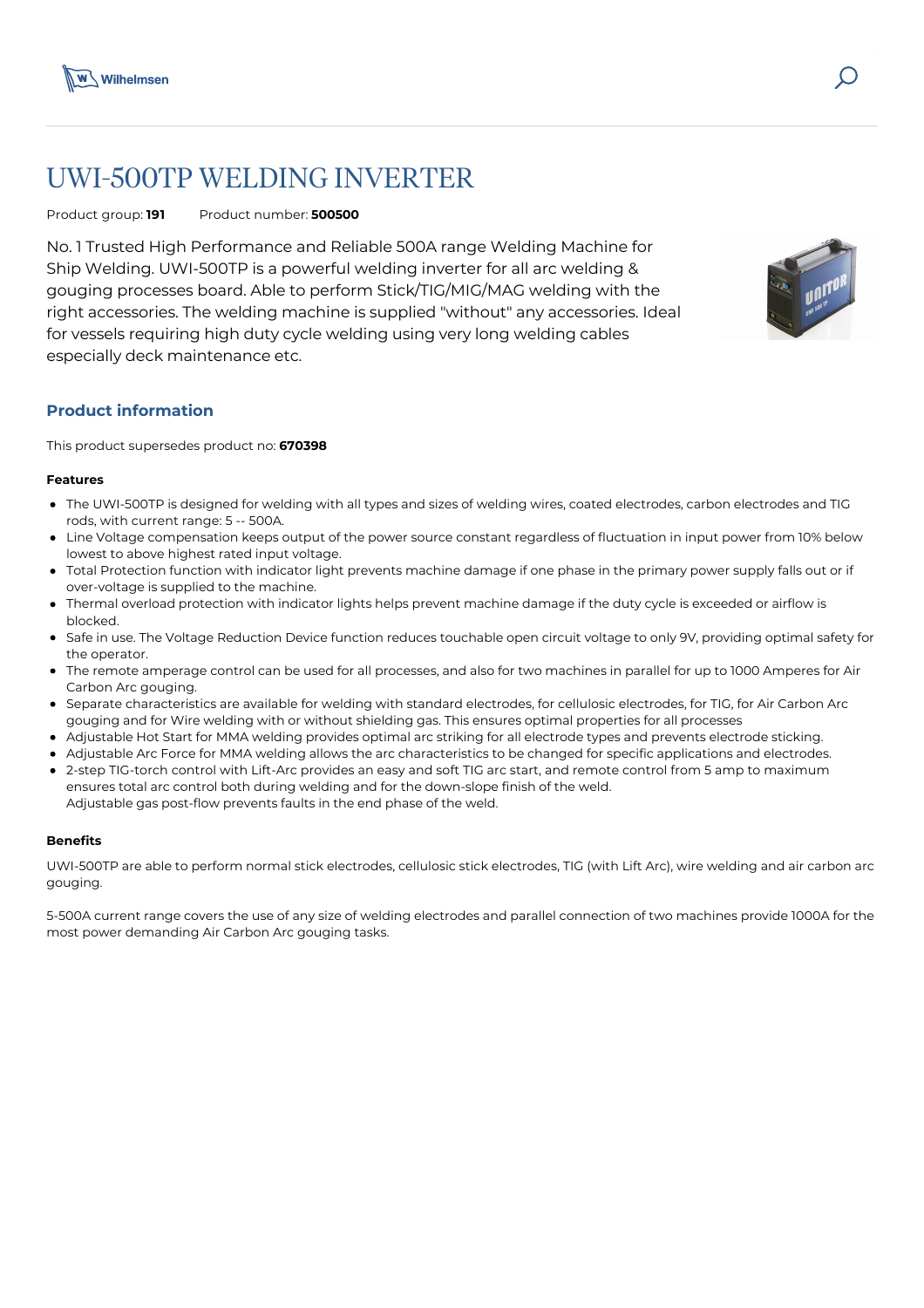# UWI-500TP WELDING INVERTER

Product group: **191** Product number: **500500**

No. 1 Trusted High Performance and Reliable 500A range Welding Machine for Ship Welding. UWI-500TP is a powerful welding inverter for all arc welding & gouging processes board. Able to perform Stick/TIG/MIG/MAG welding with the right accessories. The welding machine is supplied "without" any accessories. Ideal for vessels requiring high duty cycle welding using very long welding cables especially deck maintenance etc.

## Product information

This product supersedes product no: **670398**

#### Features

- The UWI-500TP is designed for welding with all types and sizes of welding wires, coated electrodes, carbon electrodes and TIG rods, with current range: 5 -- 500A.
- Line Voltage compensation keeps output of the power source constant regardless of fluctuation in input power from 10% below lowest to above highest rated input voltage.
- Total Protection function with indicator light prevents machine damage if one phase in the primary power supply falls out or if over-voltage is supplied to the machine.
- Thermal overload protection with indicator lights helps prevent machine damage if the duty cycle is exceeded or airflow is blocked.
- Safe in use. The Voltage Reduction Device function reduces touchable open circuit voltage to only 9V, providing optimal safety for the operator.
- The remote amperage control can be used for all processes, and also for two machines in parallel for up to 1000 Amperes for Air Carbon Arc gouging.
- Separate characteristics are available for welding with standard electrodes, for cellulosic electrodes, for TIG, for Air Carbon Arc gouging and for Wire welding with or without shielding gas. This ensures optimal properties for all processes
- Adjustable Hot Start for MMA welding provides optimal arc striking for all electrode types and prevents electrode sticking.
- Adjustable Arc Force for MMA welding allows the arc characteristics to be changed for specific applications and electrodes.
- 2-step TIG-torch control with Lift-Arc provides an easy and soft TIG arc start, and remote control from 5 amp to maximum ensures total arc control both during welding and for the down-slope finish of the weld.
  Adjustable gas post-flow prevents faults in the end phase of the weld.

#### Benefits

UWI-500TP are able to perform normal stick electrodes, cellulosic stick electrodes, TIG (with Lift Arc), wire welding and air carbon arc gouging.

5-500A current range covers the use of any size of welding electrodes and parallel connection of two machines provide 1000A for the most power demanding Air Carbon Arc gouging tasks.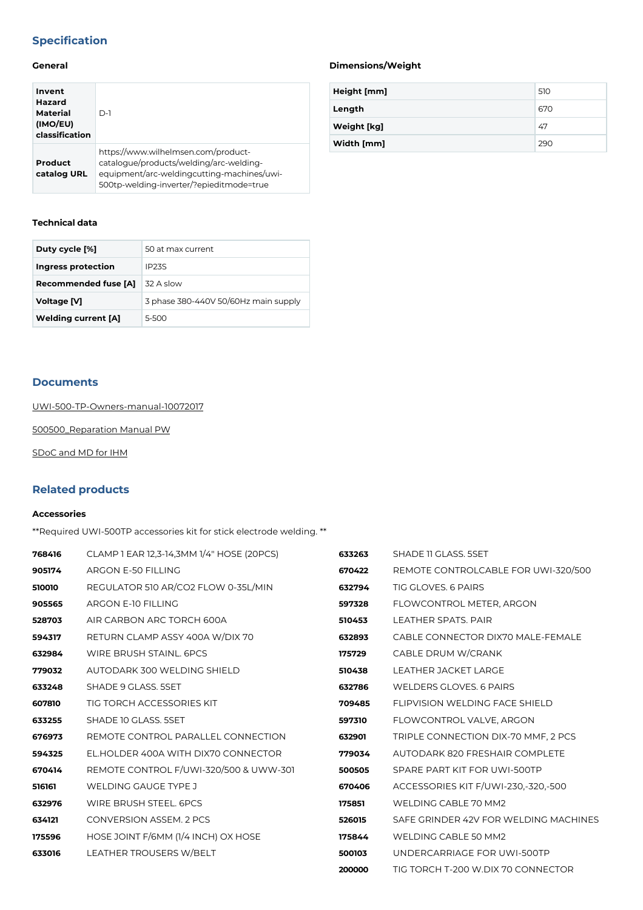## Specification

### General

| Invent Hazard Material (IMO/EU) classification | D-1 |
|---|---|
| Product catalog URL | https://www.wilhelmsen.com/product-catalogue/products/welding/arc-welding-equipment/arc-weldingcutting-machines/uwi-500tp-welding-inverter/?epieditmode=true |

### Dimensions/Weight

| Height [mm] | 510 |
|---|---|
| Length | 670 |
| Weight [kg] | 47 |
| Width [mm] | 290 |

### Technical data

| Duty cycle [%] | 50 at max current |
|---|---|
| Ingress protection | IP23S |
| Recommended fuse [A] | 32 A slow |
| Voltage [V] | 3 phase 380-440V 50/60Hz main supply |
| Welding current [A] | 5-500 |

## Documents

UWI-500-TP-Owners-manual-10072017

500500_Reparation Manual PW

SDoC and MD for IHM

## Related products

### Accessories

**Required UWI-500TP accessories kit for stick electrode welding. **

| | |
|---|---|
| **768416** | CLAMP 1 EAR 12,3-14,3MM 1/4" HOSE (20PCS) |
| **905174** | ARGON E-50 FILLING |
| **510010** | REGULATOR 510 AR/CO2 FLOW 0-35L/MIN |
| **905565** | ARGON E-10 FILLING |
| **528703** | AIR CARBON ARC TORCH 600A |
| **594317** | RETURN CLAMP ASSY 400A W/DIX 70 |
| **632984** | WIRE BRUSH STAINL. 6PCS |
| **779032** | AUTODARK 300 WELDING SHIELD |
| **633248** | SHADE 9 GLASS. 5SET |
| **607810** | TIG TORCH ACCESSORIES KIT |
| **633255** | SHADE 10 GLASS. 5SET |
| **676973** | REMOTE CONTROL PARALLEL CONNECTION |
| **594325** | EL.HOLDER 400A WITH DIX70 CONNECTOR |
| **670414** | REMOTE CONTROL F/UWI-320/500 & UWW-301 |
| **516161** | WELDING GAUGE TYPE J |
| **632976** | WIRE BRUSH STEEL. 6PCS |
| **634121** | CONVERSION ASSEM. 2 PCS |
| **175596** | HOSE JOINT F/6MM (1/4 INCH) OX HOSE |
| **633016** | LEATHER TROUSERS W/BELT |
| **633263** | SHADE 11 GLASS. 5SET |
| **670422** | REMOTE CONTROLCABLE FOR UWI-320/500 |
| **632794** | TIG GLOVES. 6 PAIRS |
| **597328** | FLOWCONTROL METER, ARGON |
| **510453** | LEATHER SPATS. PAIR |
| **632893** | CABLE CONNECTOR DIX70 MALE-FEMALE |
| **175729** | CABLE DRUM W/CRANK |
| **510438** | LEATHER JACKET LARGE |
| **632786** | WELDERS GLOVES. 6 PAIRS |
| **709485** | FLIPVISION WELDING FACE SHIELD |
| **597310** | FLOWCONTROL VALVE, ARGON |
| **632901** | TRIPLE CONNECTION DIX-70 MMF, 2 PCS |
| **779034** | AUTODARK 820 FRESHAIR COMPLETE |
| **500505** | SPARE PART KIT FOR UWI-500TP |
| **670406** | ACCESSORIES KIT F/UWI-230,-320,-500 |
| **175851** | WELDING CABLE 70 MM2 |
| **526015** | SAFE GRINDER 42V FOR WELDING MACHINES |
| **175844** | WELDING CABLE 50 MM2 |
| **500103** | UNDERCARRIAGE FOR UWI-500TP |
| **200000** | TIG TORCH T-200 W.DIX 70 CONNECTOR |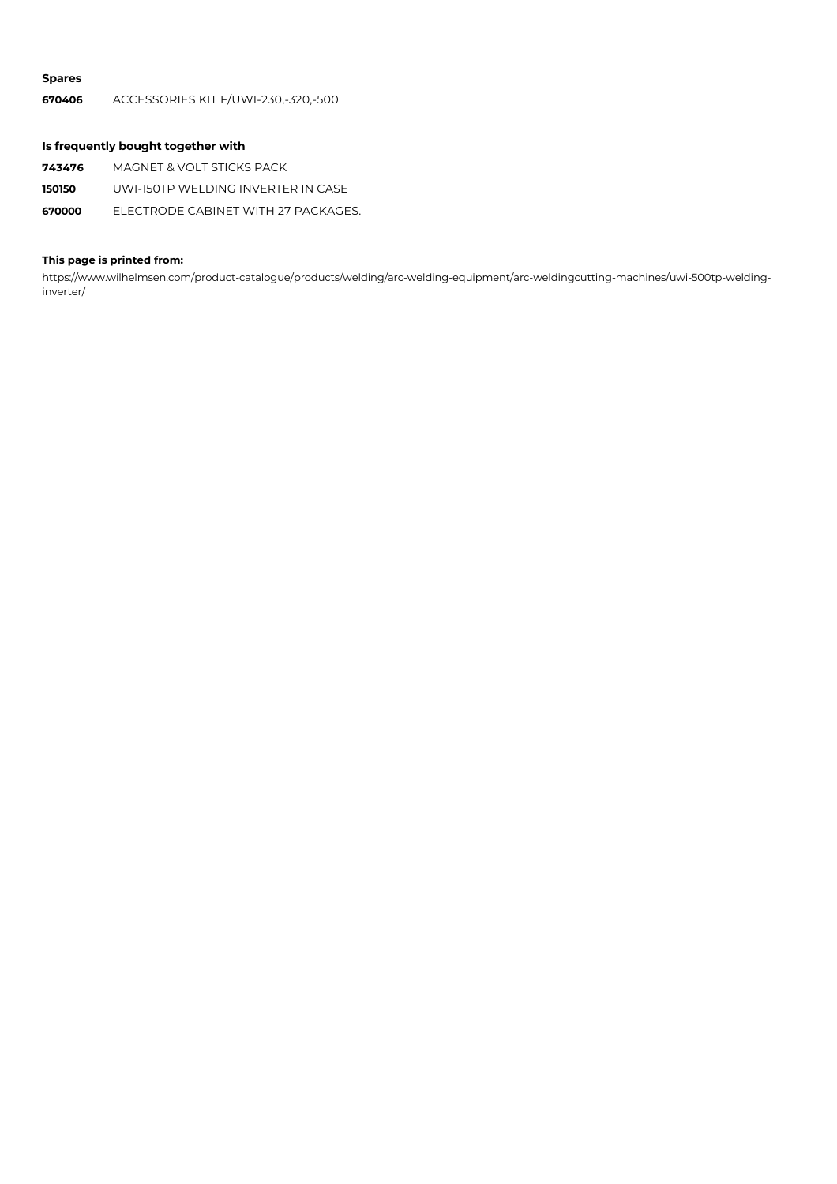**Spares**

**670406** ACCESSORIES KIT F/UWI-230,-320,-500

**Is frequently bought together with**

**743476** MAGNET & VOLT STICKS PACK

**150150** UWI-150TP WELDING INVERTER IN CASE

**670000** ELECTRODE CABINET WITH 27 PACKAGES.

**This page is printed from:**

https://www.wilhelmsen.com/product-catalogue/products/welding/arc-welding-equipment/arc-weldingcutting-machines/uwi-500tp-welding-inverter/